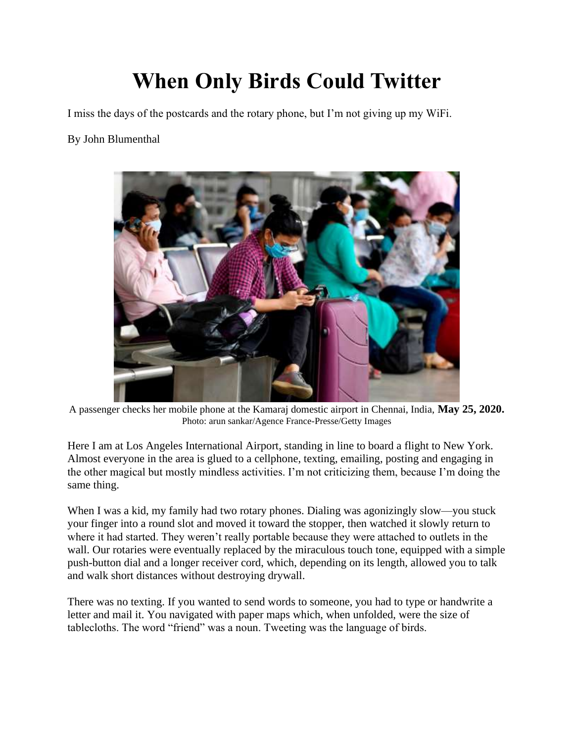# When Only Birds Could Twitter

I miss the days of the postcards and the rotary phone, but I'm not giving up my WiFi.

By John Blumenthal

A passenger checks her mobile phone at the Kamaraj domestic airport in Chennai, India, **May 25, 2020.**
Photo: arun sankar/Agence France-Presse/Getty Images

Here I am at Los Angeles International Airport, standing in line to board a flight to New York. Almost everyone in the area is glued to a cellphone, texting, emailing, posting and engaging in the other magical but mostly mindless activities. I'm not criticizing them, because I'm doing the same thing.

When I was a kid, my family had two rotary phones. Dialing was agonizingly slow—you stuck your finger into a round slot and moved it toward the stopper, then watched it slowly return to where it had started. They weren't really portable because they were attached to outlets in the wall. Our rotaries were eventually replaced by the miraculous touch tone, equipped with a simple push-button dial and a longer receiver cord, which, depending on its length, allowed you to talk and walk short distances without destroying drywall.

There was no texting. If you wanted to send words to someone, you had to type or handwrite a letter and mail it. You navigated with paper maps which, when unfolded, were the size of tablecloths. The word "friend" was a noun. Tweeting was the language of birds.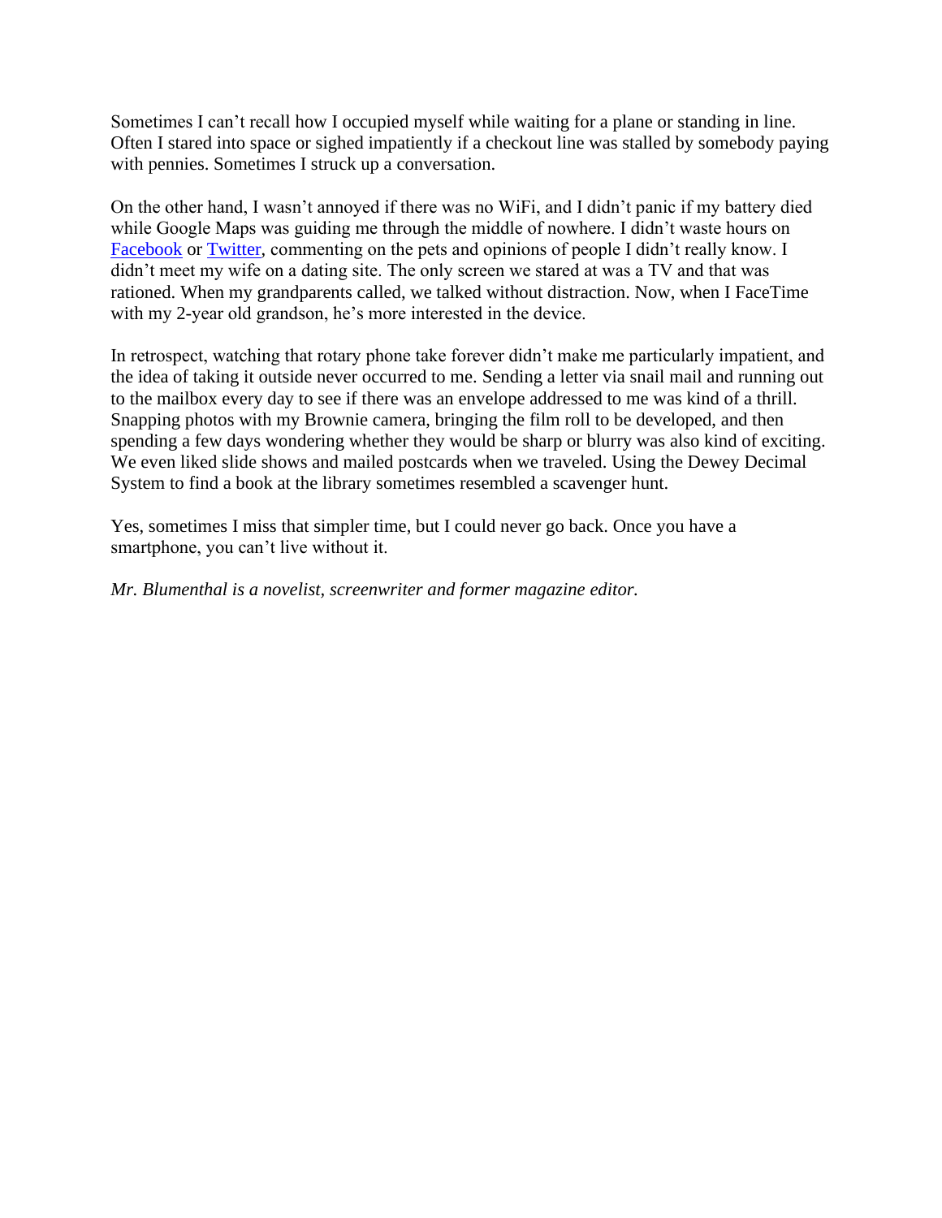Sometimes I can't recall how I occupied myself while waiting for a plane or standing in line. Often I stared into space or sighed impatiently if a checkout line was stalled by somebody paying with pennies. Sometimes I struck up a conversation.

On the other hand, I wasn't annoyed if there was no WiFi, and I didn't panic if my battery died while Google Maps was guiding me through the middle of nowhere. I didn't waste hours on Facebook or Twitter, commenting on the pets and opinions of people I didn't really know. I didn't meet my wife on a dating site. The only screen we stared at was a TV and that was rationed. When my grandparents called, we talked without distraction. Now, when I FaceTime with my 2-year old grandson, he's more interested in the device.

In retrospect, watching that rotary phone take forever didn't make me particularly impatient, and the idea of taking it outside never occurred to me. Sending a letter via snail mail and running out to the mailbox every day to see if there was an envelope addressed to me was kind of a thrill. Snapping photos with my Brownie camera, bringing the film roll to be developed, and then spending a few days wondering whether they would be sharp or blurry was also kind of exciting. We even liked slide shows and mailed postcards when we traveled. Using the Dewey Decimal System to find a book at the library sometimes resembled a scavenger hunt.

Yes, sometimes I miss that simpler time, but I could never go back. Once you have a smartphone, you can't live without it.

*Mr. Blumenthal is a novelist, screenwriter and former magazine editor.*